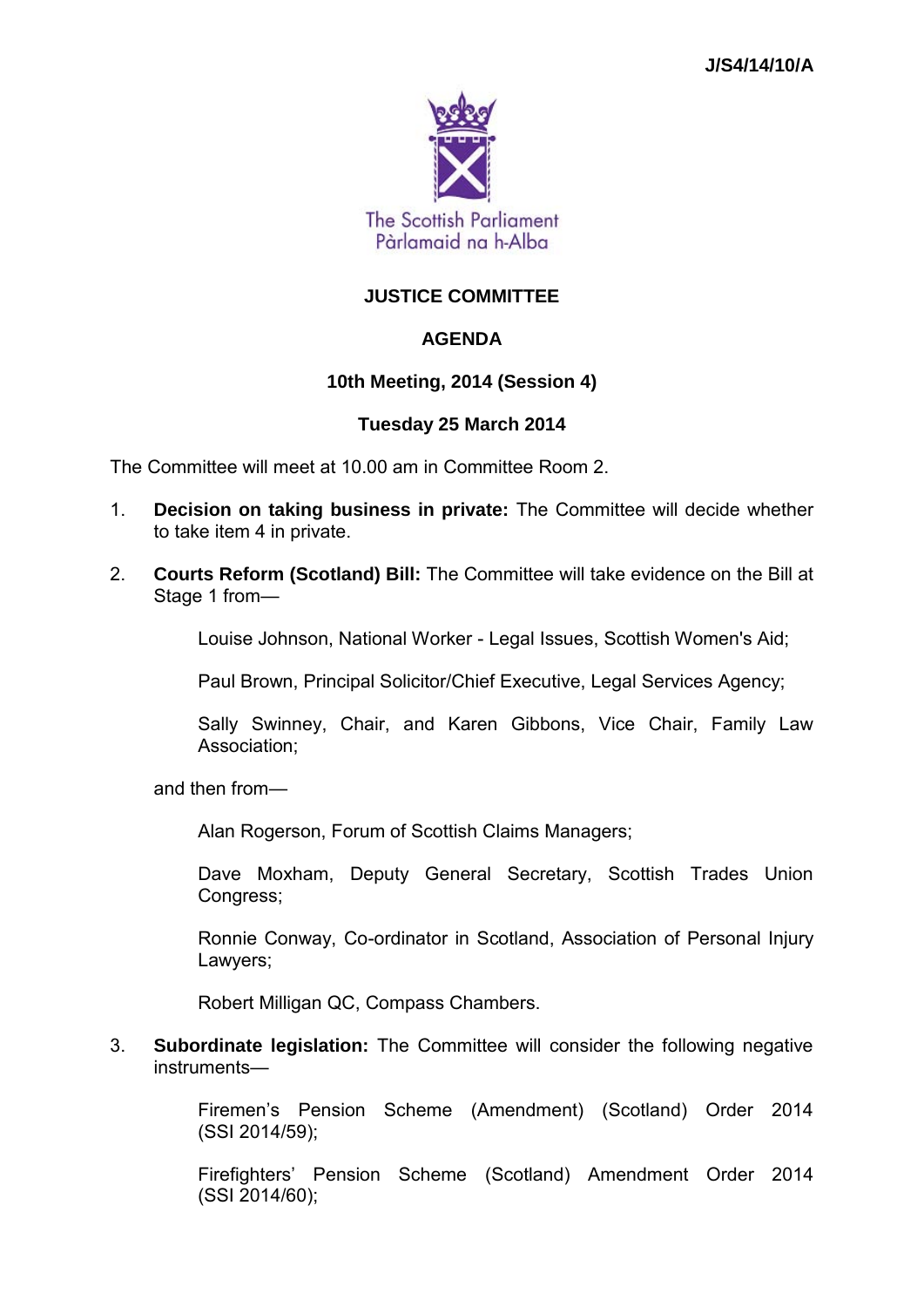J/S4/14/10/A

The Scottish Parliament
Pàrlamaid na h-Alba

# JUSTICE COMMITTEE

## AGENDA

### 10th Meeting, 2014 (Session 4)

### Tuesday 25 March 2014

The Committee will meet at 10.00 am in Committee Room 2.

1. **Decision on taking business in private:** The Committee will decide whether to take item 4 in private.

2. **Courts Reform (Scotland) Bill:** The Committee will take evidence on the Bill at Stage 1 from—

   Louise Johnson, National Worker - Legal Issues, Scottish Women's Aid;

   Paul Brown, Principal Solicitor/Chief Executive, Legal Services Agency;

   Sally Swinney, Chair, and Karen Gibbons, Vice Chair, Family Law Association;

   and then from—

   Alan Rogerson, Forum of Scottish Claims Managers;

   Dave Moxham, Deputy General Secretary, Scottish Trades Union Congress;

   Ronnie Conway, Co-ordinator in Scotland, Association of Personal Injury Lawyers;

   Robert Milligan QC, Compass Chambers.

3. **Subordinate legislation:** The Committee will consider the following negative instruments—

   Firemen's Pension Scheme (Amendment) (Scotland) Order 2014 (SSI 2014/59);

   Firefighters' Pension Scheme (Scotland) Amendment Order 2014 (SSI 2014/60);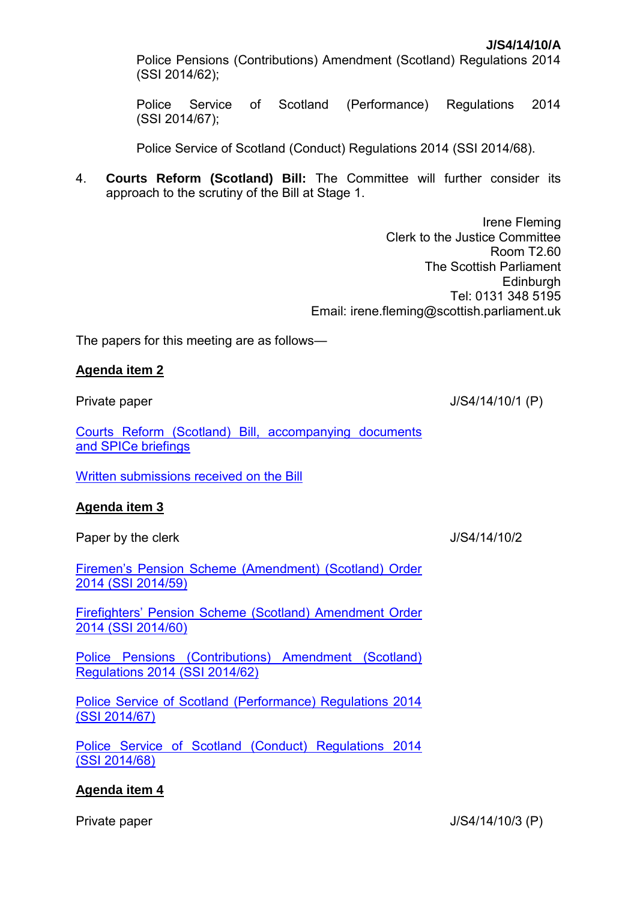Police Pensions (Contributions) Amendment (Scotland) Regulations 2014 (SSI 2014/62);

Police Service of Scotland (Performance) Regulations 2014 (SSI 2014/67);

Police Service of Scotland (Conduct) Regulations 2014 (SSI 2014/68).

4. **Courts Reform (Scotland) Bill:** The Committee will further consider its approach to the scrutiny of the Bill at Stage 1.

Irene Fleming
Clerk to the Justice Committee
Room T2.60
The Scottish Parliament
Edinburgh
Tel: 0131 348 5195
Email: irene.fleming@scottish.parliament.uk

The papers for this meeting are as follows—

**Agenda item 2**

Private paper J/S4/14/10/1 (P)

Courts Reform (Scotland) Bill, accompanying documents and SPICe briefings

Written submissions received on the Bill

**Agenda item 3**

Paper by the clerk J/S4/14/10/2

Firemen's Pension Scheme (Amendment) (Scotland) Order 2014 (SSI 2014/59)

Firefighters' Pension Scheme (Scotland) Amendment Order 2014 (SSI 2014/60)

Police Pensions (Contributions) Amendment (Scotland) Regulations 2014 (SSI 2014/62)

Police Service of Scotland (Performance) Regulations 2014 (SSI 2014/67)

Police Service of Scotland (Conduct) Regulations 2014 (SSI 2014/68)

**Agenda item 4**

Private paper J/S4/14/10/3 (P)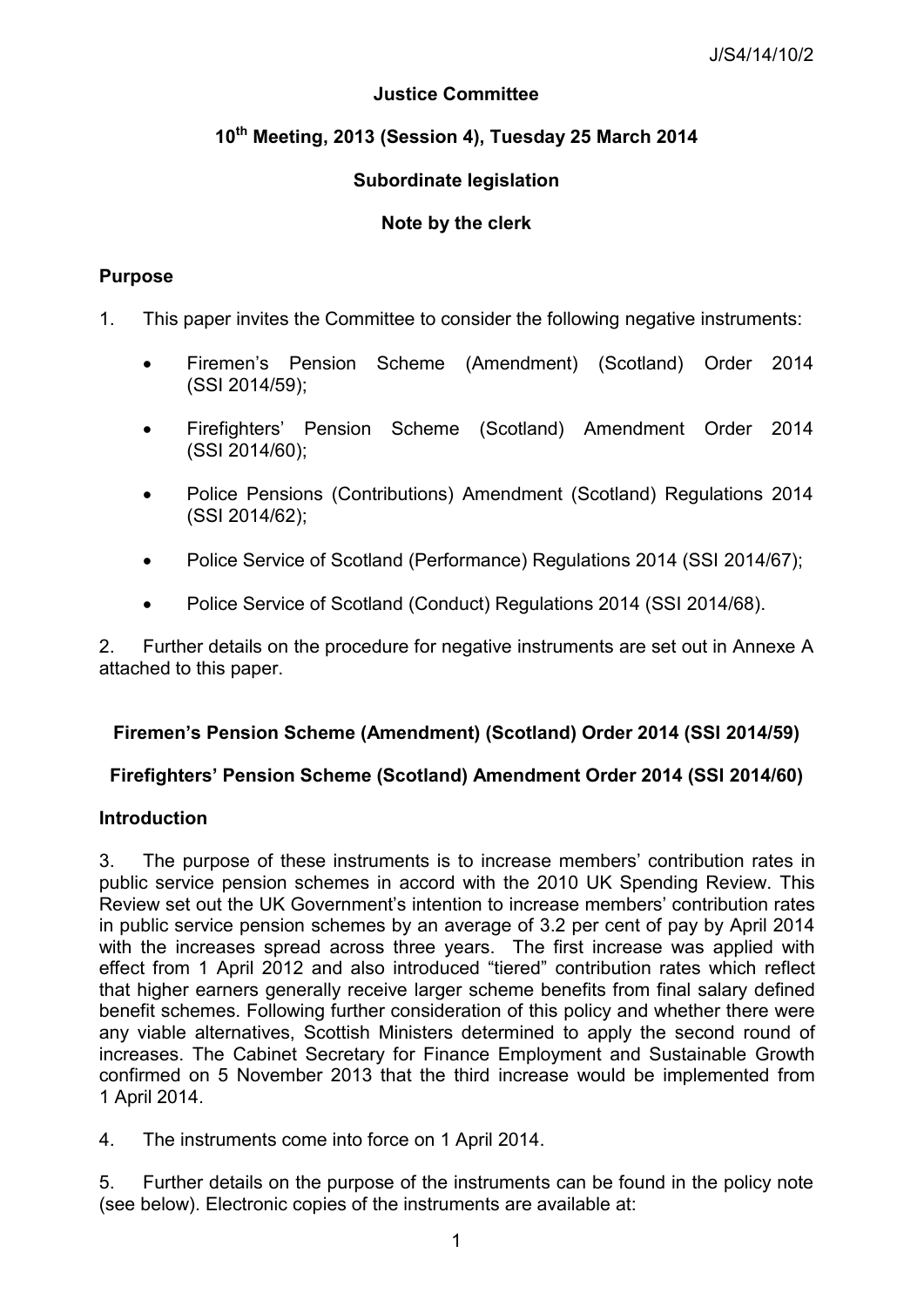J/S4/14/10/2

**Justice Committee**

**10th Meeting, 2013 (Session 4), Tuesday 25 March 2014**

**Subordinate legislation**

**Note by the clerk**

## Purpose

1. This paper invites the Committee to consider the following negative instruments:

   - Firemen's Pension Scheme (Amendment) (Scotland) Order 2014 (SSI 2014/59);
   - Firefighters' Pension Scheme (Scotland) Amendment Order 2014 (SSI 2014/60);
   - Police Pensions (Contributions) Amendment (Scotland) Regulations 2014 (SSI 2014/62);
   - Police Service of Scotland (Performance) Regulations 2014 (SSI 2014/67);
   - Police Service of Scotland (Conduct) Regulations 2014 (SSI 2014/68).

2. Further details on the procedure for negative instruments are set out in Annexe A attached to this paper.

**Firemen's Pension Scheme (Amendment) (Scotland) Order 2014 (SSI 2014/59)**

**Firefighters' Pension Scheme (Scotland) Amendment Order 2014 (SSI 2014/60)**

## Introduction

3. The purpose of these instruments is to increase members' contribution rates in public service pension schemes in accord with the 2010 UK Spending Review. This Review set out the UK Government's intention to increase members' contribution rates in public service pension schemes by an average of 3.2 per cent of pay by April 2014 with the increases spread across three years. The first increase was applied with effect from 1 April 2012 and also introduced "tiered" contribution rates which reflect that higher earners generally receive larger scheme benefits from final salary defined benefit schemes. Following further consideration of this policy and whether there were any viable alternatives, Scottish Ministers determined to apply the second round of increases. The Cabinet Secretary for Finance Employment and Sustainable Growth confirmed on 5 November 2013 that the third increase would be implemented from 1 April 2014.

4. The instruments come into force on 1 April 2014.

5. Further details on the purpose of the instruments can be found in the policy note (see below). Electronic copies of the instruments are available at: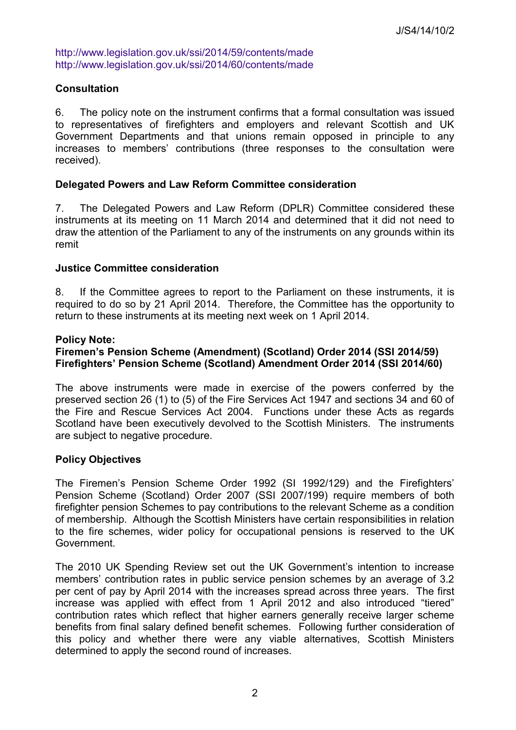http://www.legislation.gov.uk/ssi/2014/59/contents/made
http://www.legislation.gov.uk/ssi/2014/60/contents/made

**Consultation**

6. The policy note on the instrument confirms that a formal consultation was issued to representatives of firefighters and employers and relevant Scottish and UK Government Departments and that unions remain opposed in principle to any increases to members' contributions (three responses to the consultation were received).

**Delegated Powers and Law Reform Committee consideration**

7. The Delegated Powers and Law Reform (DPLR) Committee considered these instruments at its meeting on 11 March 2014 and determined that it did not need to draw the attention of the Parliament to any of the instruments on any grounds within its remit

**Justice Committee consideration**

8. If the Committee agrees to report to the Parliament on these instruments, it is required to do so by 21 April 2014. Therefore, the Committee has the opportunity to return to these instruments at its meeting next week on 1 April 2014.

**Policy Note:**
**Firemen's Pension Scheme (Amendment) (Scotland) Order 2014 (SSI 2014/59)**
**Firefighters' Pension Scheme (Scotland) Amendment Order 2014 (SSI 2014/60)**

The above instruments were made in exercise of the powers conferred by the preserved section 26 (1) to (5) of the Fire Services Act 1947 and sections 34 and 60 of the Fire and Rescue Services Act 2004. Functions under these Acts as regards Scotland have been executively devolved to the Scottish Ministers. The instruments are subject to negative procedure.

**Policy Objectives**

The Firemen's Pension Scheme Order 1992 (SI 1992/129) and the Firefighters' Pension Scheme (Scotland) Order 2007 (SSI 2007/199) require members of both firefighter pension Schemes to pay contributions to the relevant Scheme as a condition of membership. Although the Scottish Ministers have certain responsibilities in relation to the fire schemes, wider policy for occupational pensions is reserved to the UK Government.

The 2010 UK Spending Review set out the UK Government's intention to increase members' contribution rates in public service pension schemes by an average of 3.2 per cent of pay by April 2014 with the increases spread across three years. The first increase was applied with effect from 1 April 2012 and also introduced "tiered" contribution rates which reflect that higher earners generally receive larger scheme benefits from final salary defined benefit schemes. Following further consideration of this policy and whether there were any viable alternatives, Scottish Ministers determined to apply the second round of increases.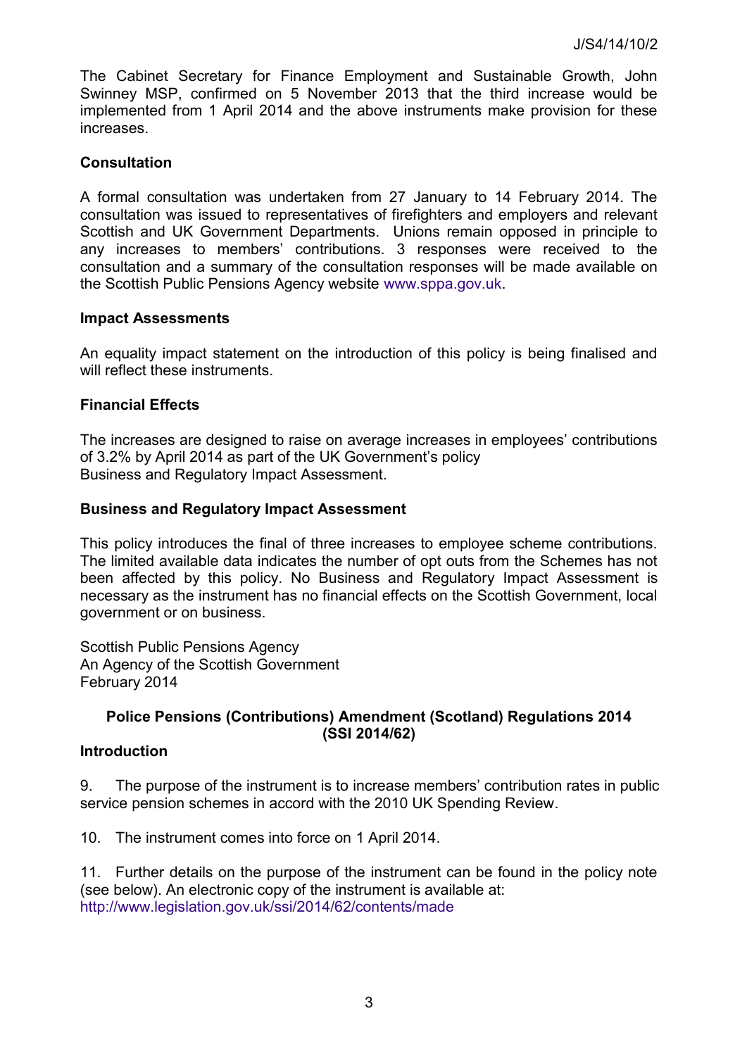The Cabinet Secretary for Finance Employment and Sustainable Growth, John Swinney MSP, confirmed on 5 November 2013 that the third increase would be implemented from 1 April 2014 and the above instruments make provision for these increases.

**Consultation**

A formal consultation was undertaken from 27 January to 14 February 2014. The consultation was issued to representatives of firefighters and employers and relevant Scottish and UK Government Departments. Unions remain opposed in principle to any increases to members' contributions. 3 responses were received to the consultation and a summary of the consultation responses will be made available on the Scottish Public Pensions Agency website www.sppa.gov.uk.

**Impact Assessments**

An equality impact statement on the introduction of this policy is being finalised and will reflect these instruments.

**Financial Effects**

The increases are designed to raise on average increases in employees' contributions of 3.2% by April 2014 as part of the UK Government's policy
Business and Regulatory Impact Assessment.

**Business and Regulatory Impact Assessment**

This policy introduces the final of three increases to employee scheme contributions. The limited available data indicates the number of opt outs from the Schemes has not been affected by this policy. No Business and Regulatory Impact Assessment is necessary as the instrument has no financial effects on the Scottish Government, local government or on business.

Scottish Public Pensions Agency
An Agency of the Scottish Government
February 2014

**Police Pensions (Contributions) Amendment (Scotland) Regulations 2014 (SSI 2014/62)**

**Introduction**

9. The purpose of the instrument is to increase members' contribution rates in public service pension schemes in accord with the 2010 UK Spending Review.

10. The instrument comes into force on 1 April 2014.

11. Further details on the purpose of the instrument can be found in the policy note (see below). An electronic copy of the instrument is available at: http://www.legislation.gov.uk/ssi/2014/62/contents/made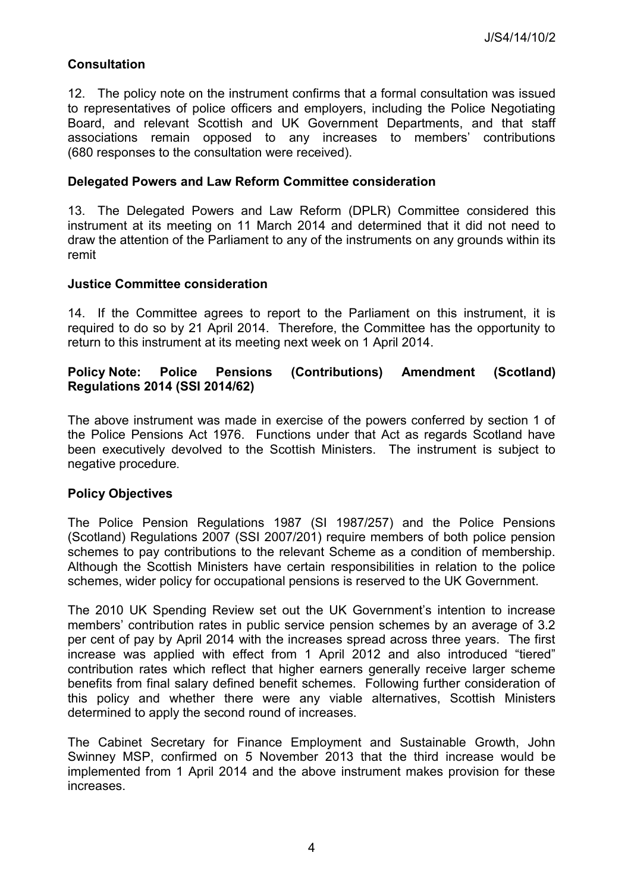### Consultation

12. The policy note on the instrument confirms that a formal consultation was issued to representatives of police officers and employers, including the Police Negotiating Board, and relevant Scottish and UK Government Departments, and that staff associations remain opposed to any increases to members' contributions (680 responses to the consultation were received).

### Delegated Powers and Law Reform Committee consideration

13. The Delegated Powers and Law Reform (DPLR) Committee considered this instrument at its meeting on 11 March 2014 and determined that it did not need to draw the attention of the Parliament to any of the instruments on any grounds within its remit

### Justice Committee consideration

14. If the Committee agrees to report to the Parliament on this instrument, it is required to do so by 21 April 2014. Therefore, the Committee has the opportunity to return to this instrument at its meeting next week on 1 April 2014.

### Policy Note: Police Pensions (Contributions) Amendment (Scotland) Regulations 2014 (SSI 2014/62)

The above instrument was made in exercise of the powers conferred by section 1 of the Police Pensions Act 1976. Functions under that Act as regards Scotland have been executively devolved to the Scottish Ministers. The instrument is subject to negative procedure.

### Policy Objectives

The Police Pension Regulations 1987 (SI 1987/257) and the Police Pensions (Scotland) Regulations 2007 (SSI 2007/201) require members of both police pension schemes to pay contributions to the relevant Scheme as a condition of membership. Although the Scottish Ministers have certain responsibilities in relation to the police schemes, wider policy for occupational pensions is reserved to the UK Government.

The 2010 UK Spending Review set out the UK Government's intention to increase members' contribution rates in public service pension schemes by an average of 3.2 per cent of pay by April 2014 with the increases spread across three years. The first increase was applied with effect from 1 April 2012 and also introduced "tiered" contribution rates which reflect that higher earners generally receive larger scheme benefits from final salary defined benefit schemes. Following further consideration of this policy and whether there were any viable alternatives, Scottish Ministers determined to apply the second round of increases.

The Cabinet Secretary for Finance Employment and Sustainable Growth, John Swinney MSP, confirmed on 5 November 2013 that the third increase would be implemented from 1 April 2014 and the above instrument makes provision for these increases.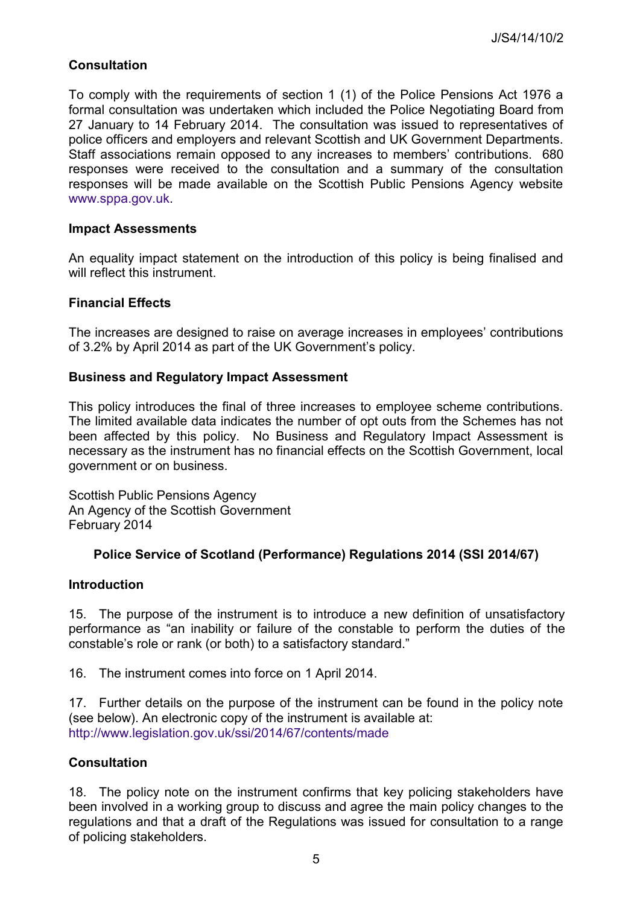### Consultation

To comply with the requirements of section 1 (1) of the Police Pensions Act 1976 a formal consultation was undertaken which included the Police Negotiating Board from 27 January to 14 February 2014. The consultation was issued to representatives of police officers and employers and relevant Scottish and UK Government Departments. Staff associations remain opposed to any increases to members' contributions. 680 responses were received to the consultation and a summary of the consultation responses will be made available on the Scottish Public Pensions Agency website www.sppa.gov.uk.

### Impact Assessments

An equality impact statement on the introduction of this policy is being finalised and will reflect this instrument.

### Financial Effects

The increases are designed to raise on average increases in employees' contributions of 3.2% by April 2014 as part of the UK Government's policy.

### Business and Regulatory Impact Assessment

This policy introduces the final of three increases to employee scheme contributions. The limited available data indicates the number of opt outs from the Schemes has not been affected by this policy. No Business and Regulatory Impact Assessment is necessary as the instrument has no financial effects on the Scottish Government, local government or on business.

Scottish Public Pensions Agency
An Agency of the Scottish Government
February 2014

## Police Service of Scotland (Performance) Regulations 2014 (SSI 2014/67)

### Introduction

15. The purpose of the instrument is to introduce a new definition of unsatisfactory performance as "an inability or failure of the constable to perform the duties of the constable's role or rank (or both) to a satisfactory standard."

16. The instrument comes into force on 1 April 2014.

17. Further details on the purpose of the instrument can be found in the policy note (see below). An electronic copy of the instrument is available at: http://www.legislation.gov.uk/ssi/2014/67/contents/made

### Consultation

18. The policy note on the instrument confirms that key policing stakeholders have been involved in a working group to discuss and agree the main policy changes to the regulations and that a draft of the Regulations was issued for consultation to a range of policing stakeholders.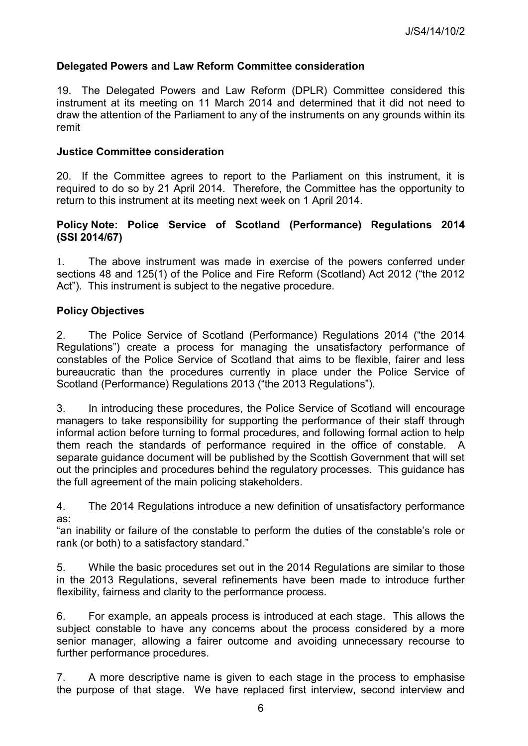**Delegated Powers and Law Reform Committee consideration**

19. The Delegated Powers and Law Reform (DPLR) Committee considered this instrument at its meeting on 11 March 2014 and determined that it did not need to draw the attention of the Parliament to any of the instruments on any grounds within its remit

**Justice Committee consideration**

20. If the Committee agrees to report to the Parliament on this instrument, it is required to do so by 21 April 2014. Therefore, the Committee has the opportunity to return to this instrument at its meeting next week on 1 April 2014.

**Policy Note: Police Service of Scotland (Performance) Regulations 2014 (SSI 2014/67)**

1. The above instrument was made in exercise of the powers conferred under sections 48 and 125(1) of the Police and Fire Reform (Scotland) Act 2012 ("the 2012 Act"). This instrument is subject to the negative procedure.

**Policy Objectives**

2. The Police Service of Scotland (Performance) Regulations 2014 ("the 2014 Regulations") create a process for managing the unsatisfactory performance of constables of the Police Service of Scotland that aims to be flexible, fairer and less bureaucratic than the procedures currently in place under the Police Service of Scotland (Performance) Regulations 2013 ("the 2013 Regulations").

3. In introducing these procedures, the Police Service of Scotland will encourage managers to take responsibility for supporting the performance of their staff through informal action before turning to formal procedures, and following formal action to help them reach the standards of performance required in the office of constable. A separate guidance document will be published by the Scottish Government that will set out the principles and procedures behind the regulatory processes. This guidance has the full agreement of the main policing stakeholders.

4. The 2014 Regulations introduce a new definition of unsatisfactory performance as:
"an inability or failure of the constable to perform the duties of the constable's role or rank (or both) to a satisfactory standard."

5. While the basic procedures set out in the 2014 Regulations are similar to those in the 2013 Regulations, several refinements have been made to introduce further flexibility, fairness and clarity to the performance process.

6. For example, an appeals process is introduced at each stage. This allows the subject constable to have any concerns about the process considered by a more senior manager, allowing a fairer outcome and avoiding unnecessary recourse to further performance procedures.

7. A more descriptive name is given to each stage in the process to emphasise the purpose of that stage. We have replaced first interview, second interview and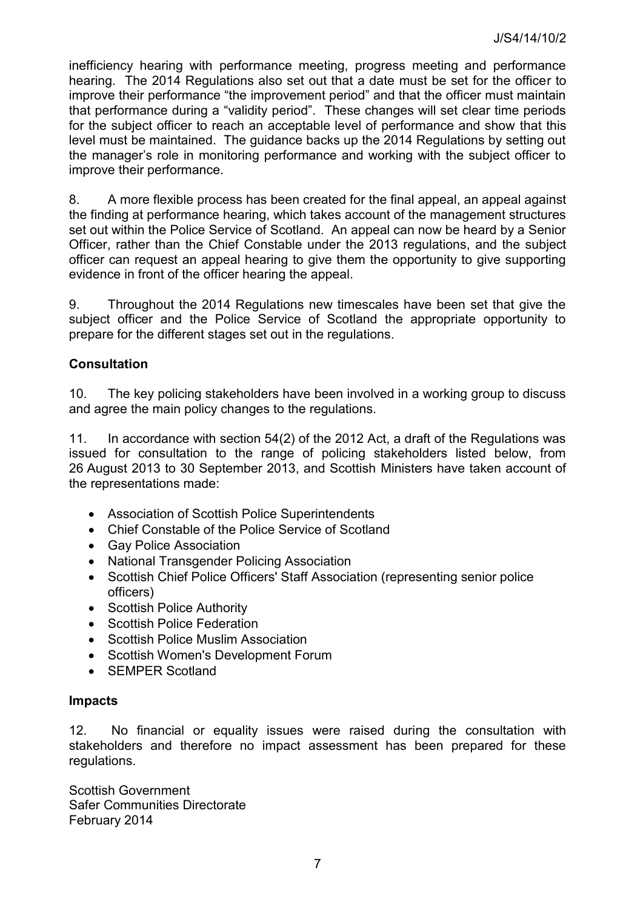inefficiency hearing with performance meeting, progress meeting and performance hearing. The 2014 Regulations also set out that a date must be set for the officer to improve their performance "the improvement period" and that the officer must maintain that performance during a "validity period". These changes will set clear time periods for the subject officer to reach an acceptable level of performance and show that this level must be maintained. The guidance backs up the 2014 Regulations by setting out the manager's role in monitoring performance and working with the subject officer to improve their performance.

8. A more flexible process has been created for the final appeal, an appeal against the finding at performance hearing, which takes account of the management structures set out within the Police Service of Scotland. An appeal can now be heard by a Senior Officer, rather than the Chief Constable under the 2013 regulations, and the subject officer can request an appeal hearing to give them the opportunity to give supporting evidence in front of the officer hearing the appeal.

9. Throughout the 2014 Regulations new timescales have been set that give the subject officer and the Police Service of Scotland the appropriate opportunity to prepare for the different stages set out in the regulations.

**Consultation**

10. The key policing stakeholders have been involved in a working group to discuss and agree the main policy changes to the regulations.

11. In accordance with section 54(2) of the 2012 Act, a draft of the Regulations was issued for consultation to the range of policing stakeholders listed below, from 26 August 2013 to 30 September 2013, and Scottish Ministers have taken account of the representations made:

- Association of Scottish Police Superintendents
- Chief Constable of the Police Service of Scotland
- Gay Police Association
- National Transgender Policing Association
- Scottish Chief Police Officers' Staff Association (representing senior police officers)
- Scottish Police Authority
- Scottish Police Federation
- Scottish Police Muslim Association
- Scottish Women's Development Forum
- SEMPER Scotland

**Impacts**

12. No financial or equality issues were raised during the consultation with stakeholders and therefore no impact assessment has been prepared for these regulations.

Scottish Government
Safer Communities Directorate
February 2014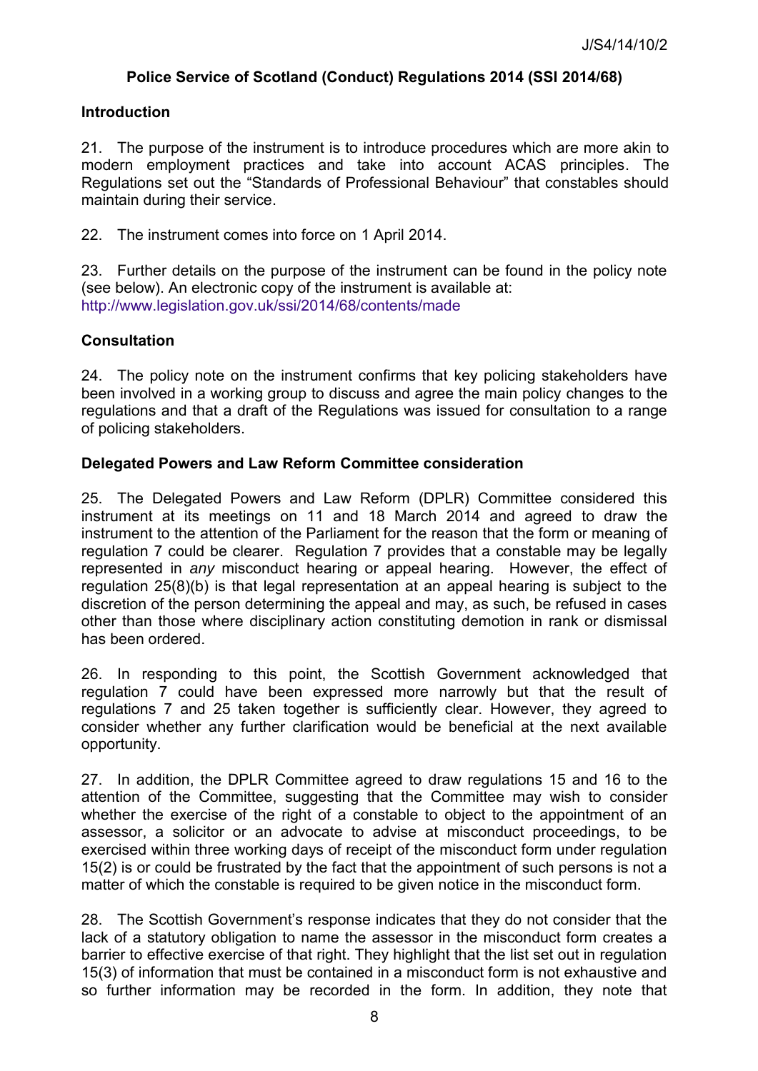**Police Service of Scotland (Conduct) Regulations 2014 (SSI 2014/68)**

**Introduction**

21. The purpose of the instrument is to introduce procedures which are more akin to modern employment practices and take into account ACAS principles. The Regulations set out the “Standards of Professional Behaviour” that constables should maintain during their service.

22. The instrument comes into force on 1 April 2014.

23. Further details on the purpose of the instrument can be found in the policy note (see below). An electronic copy of the instrument is available at: http://www.legislation.gov.uk/ssi/2014/68/contents/made

**Consultation**

24. The policy note on the instrument confirms that key policing stakeholders have been involved in a working group to discuss and agree the main policy changes to the regulations and that a draft of the Regulations was issued for consultation to a range of policing stakeholders.

**Delegated Powers and Law Reform Committee consideration**

25. The Delegated Powers and Law Reform (DPLR) Committee considered this instrument at its meetings on 11 and 18 March 2014 and agreed to draw the instrument to the attention of the Parliament for the reason that the form or meaning of regulation 7 could be clearer. Regulation 7 provides that a constable may be legally represented in *any* misconduct hearing or appeal hearing. However, the effect of regulation 25(8)(b) is that legal representation at an appeal hearing is subject to the discretion of the person determining the appeal and may, as such, be refused in cases other than those where disciplinary action constituting demotion in rank or dismissal has been ordered.

26. In responding to this point, the Scottish Government acknowledged that regulation 7 could have been expressed more narrowly but that the result of regulations 7 and 25 taken together is sufficiently clear. However, they agreed to consider whether any further clarification would be beneficial at the next available opportunity.

27. In addition, the DPLR Committee agreed to draw regulations 15 and 16 to the attention of the Committee, suggesting that the Committee may wish to consider whether the exercise of the right of a constable to object to the appointment of an assessor, a solicitor or an advocate to advise at misconduct proceedings, to be exercised within three working days of receipt of the misconduct form under regulation 15(2) is or could be frustrated by the fact that the appointment of such persons is not a matter of which the constable is required to be given notice in the misconduct form.

28. The Scottish Government’s response indicates that they do not consider that the lack of a statutory obligation to name the assessor in the misconduct form creates a barrier to effective exercise of that right. They highlight that the list set out in regulation 15(3) of information that must be contained in a misconduct form is not exhaustive and so further information may be recorded in the form. In addition, they note that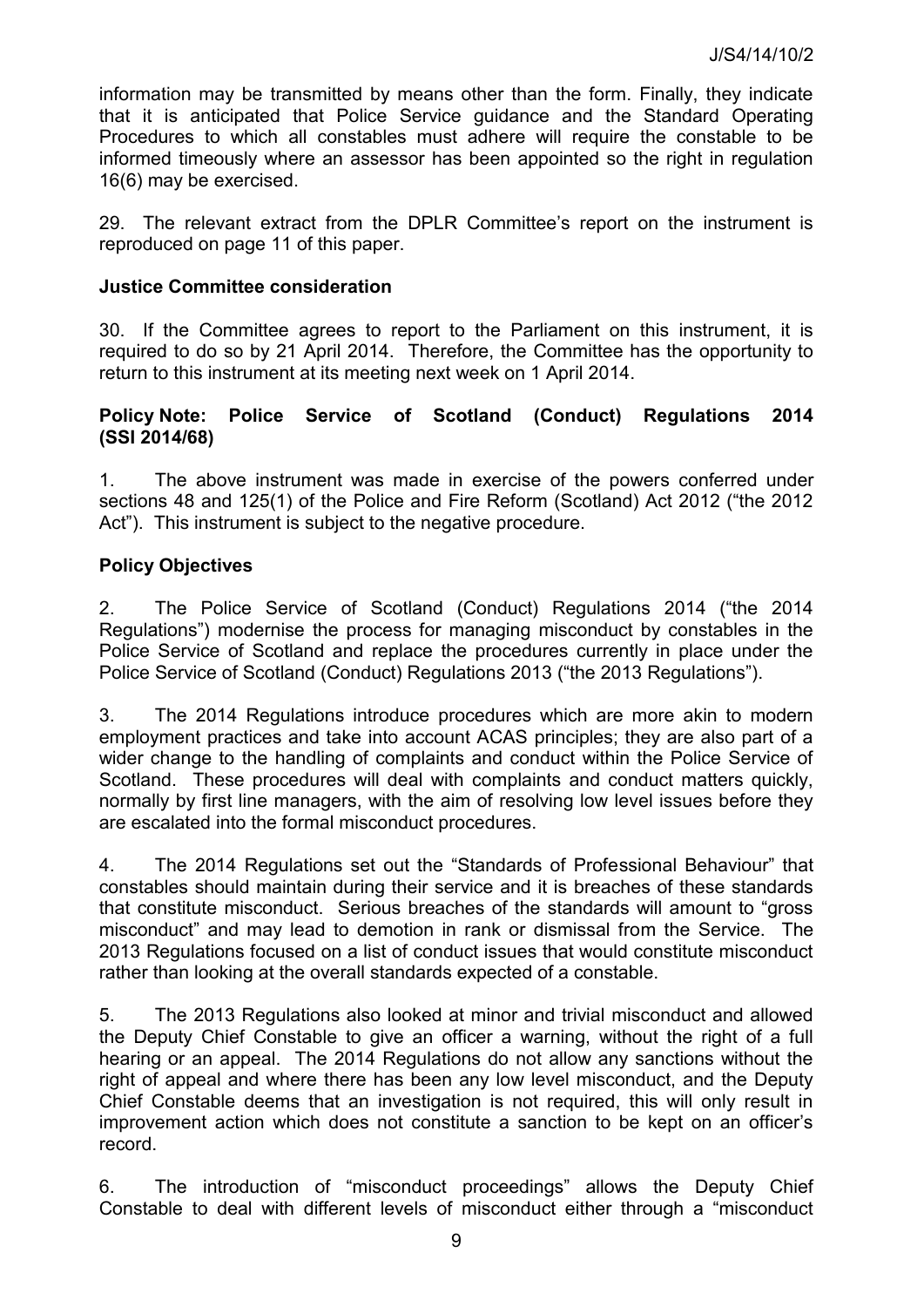information may be transmitted by means other than the form. Finally, they indicate that it is anticipated that Police Service guidance and the Standard Operating Procedures to which all constables must adhere will require the constable to be informed timeously where an assessor has been appointed so the right in regulation 16(6) may be exercised.

29. The relevant extract from the DPLR Committee's report on the instrument is reproduced on page 11 of this paper.

**Justice Committee consideration**

30. If the Committee agrees to report to the Parliament on this instrument, it is required to do so by 21 April 2014. Therefore, the Committee has the opportunity to return to this instrument at its meeting next week on 1 April 2014.

**Policy Note: Police Service of Scotland (Conduct) Regulations 2014 (SSI 2014/68)**

1. The above instrument was made in exercise of the powers conferred under sections 48 and 125(1) of the Police and Fire Reform (Scotland) Act 2012 ("the 2012 Act"). This instrument is subject to the negative procedure.

**Policy Objectives**

2. The Police Service of Scotland (Conduct) Regulations 2014 ("the 2014 Regulations") modernise the process for managing misconduct by constables in the Police Service of Scotland and replace the procedures currently in place under the Police Service of Scotland (Conduct) Regulations 2013 ("the 2013 Regulations").

3. The 2014 Regulations introduce procedures which are more akin to modern employment practices and take into account ACAS principles; they are also part of a wider change to the handling of complaints and conduct within the Police Service of Scotland. These procedures will deal with complaints and conduct matters quickly, normally by first line managers, with the aim of resolving low level issues before they are escalated into the formal misconduct procedures.

4. The 2014 Regulations set out the "Standards of Professional Behaviour" that constables should maintain during their service and it is breaches of these standards that constitute misconduct. Serious breaches of the standards will amount to "gross misconduct" and may lead to demotion in rank or dismissal from the Service. The 2013 Regulations focused on a list of conduct issues that would constitute misconduct rather than looking at the overall standards expected of a constable.

5. The 2013 Regulations also looked at minor and trivial misconduct and allowed the Deputy Chief Constable to give an officer a warning, without the right of a full hearing or an appeal. The 2014 Regulations do not allow any sanctions without the right of appeal and where there has been any low level misconduct, and the Deputy Chief Constable deems that an investigation is not required, this will only result in improvement action which does not constitute a sanction to be kept on an officer's record.

6. The introduction of "misconduct proceedings" allows the Deputy Chief Constable to deal with different levels of misconduct either through a "misconduct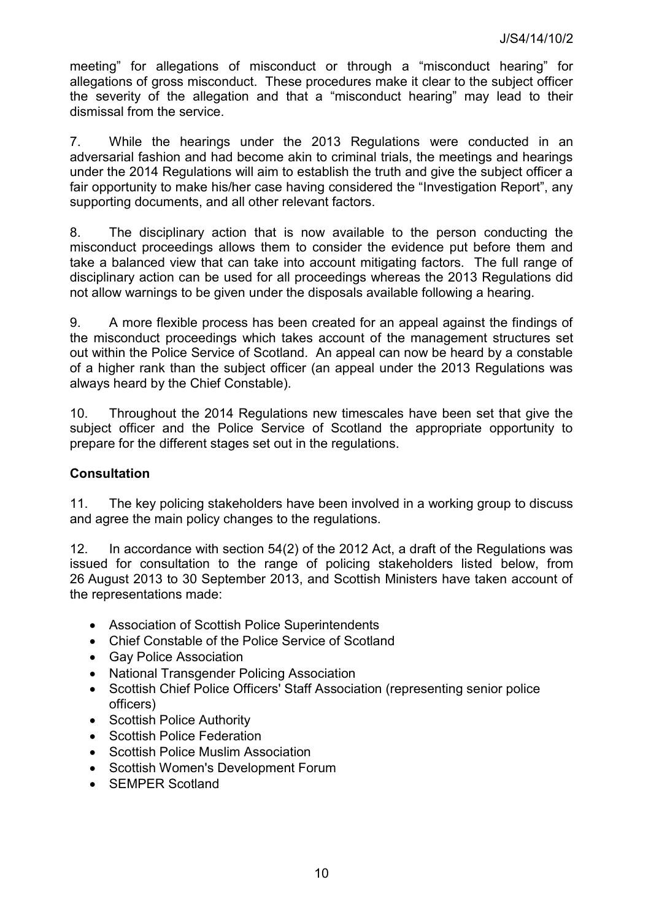meeting" for allegations of misconduct or through a "misconduct hearing" for allegations of gross misconduct. These procedures make it clear to the subject officer the severity of the allegation and that a "misconduct hearing" may lead to their dismissal from the service.

7. While the hearings under the 2013 Regulations were conducted in an adversarial fashion and had become akin to criminal trials, the meetings and hearings under the 2014 Regulations will aim to establish the truth and give the subject officer a fair opportunity to make his/her case having considered the "Investigation Report", any supporting documents, and all other relevant factors.

8. The disciplinary action that is now available to the person conducting the misconduct proceedings allows them to consider the evidence put before them and take a balanced view that can take into account mitigating factors. The full range of disciplinary action can be used for all proceedings whereas the 2013 Regulations did not allow warnings to be given under the disposals available following a hearing.

9. A more flexible process has been created for an appeal against the findings of the misconduct proceedings which takes account of the management structures set out within the Police Service of Scotland. An appeal can now be heard by a constable of a higher rank than the subject officer (an appeal under the 2013 Regulations was always heard by the Chief Constable).

10. Throughout the 2014 Regulations new timescales have been set that give the subject officer and the Police Service of Scotland the appropriate opportunity to prepare for the different stages set out in the regulations.

**Consultation**

11. The key policing stakeholders have been involved in a working group to discuss and agree the main policy changes to the regulations.

12. In accordance with section 54(2) of the 2012 Act, a draft of the Regulations was issued for consultation to the range of policing stakeholders listed below, from 26 August 2013 to 30 September 2013, and Scottish Ministers have taken account of the representations made:

- Association of Scottish Police Superintendents
- Chief Constable of the Police Service of Scotland
- Gay Police Association
- National Transgender Policing Association
- Scottish Chief Police Officers' Staff Association (representing senior police officers)
- Scottish Police Authority
- Scottish Police Federation
- Scottish Police Muslim Association
- Scottish Women's Development Forum
- SEMPER Scotland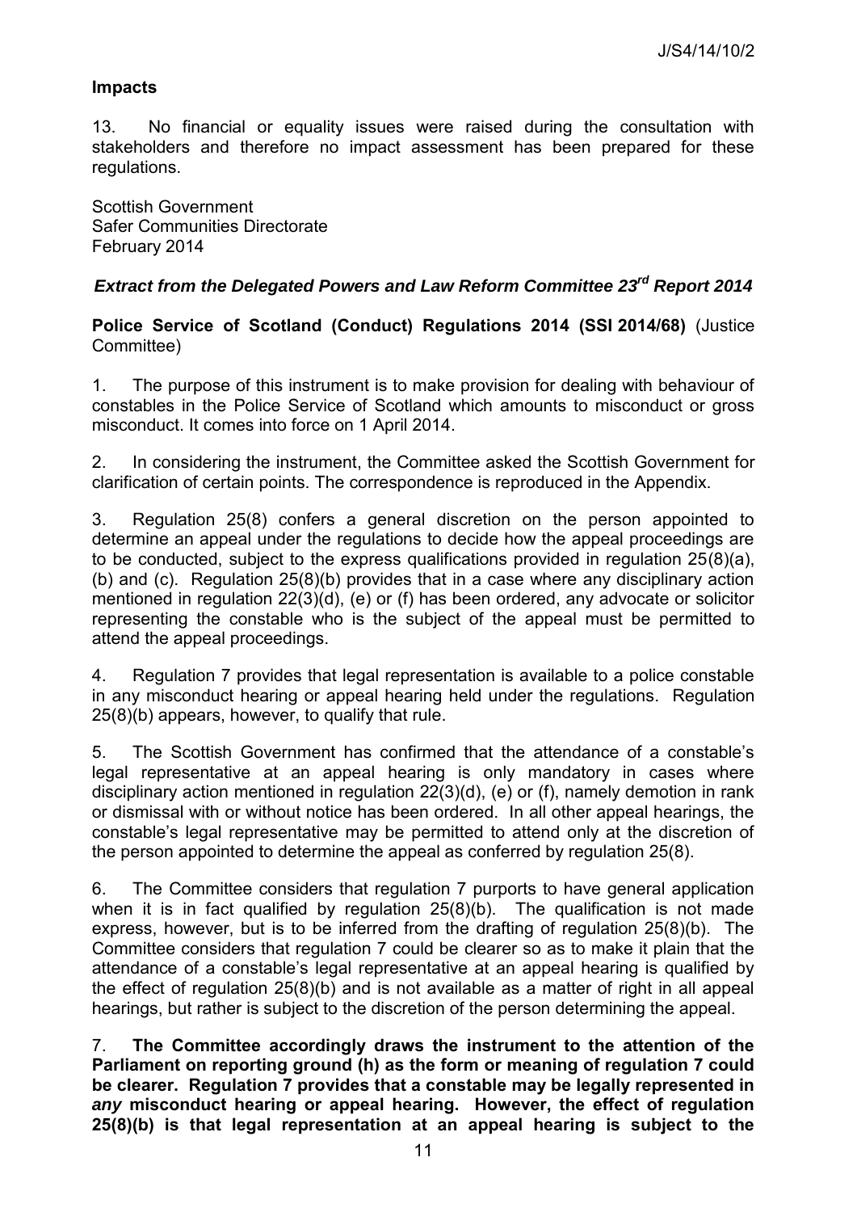**Impacts**

13. No financial or equality issues were raised during the consultation with stakeholders and therefore no impact assessment has been prepared for these regulations.

Scottish Government
Safer Communities Directorate
February 2014

## *Extract from the Delegated Powers and Law Reform Committee 23rd Report 2014*

**Police Service of Scotland (Conduct) Regulations 2014 (SSI 2014/68)** (Justice Committee)

1. The purpose of this instrument is to make provision for dealing with behaviour of constables in the Police Service of Scotland which amounts to misconduct or gross misconduct. It comes into force on 1 April 2014.

2. In considering the instrument, the Committee asked the Scottish Government for clarification of certain points. The correspondence is reproduced in the Appendix.

3. Regulation 25(8) confers a general discretion on the person appointed to determine an appeal under the regulations to decide how the appeal proceedings are to be conducted, subject to the express qualifications provided in regulation 25(8)(a), (b) and (c). Regulation 25(8)(b) provides that in a case where any disciplinary action mentioned in regulation 22(3)(d), (e) or (f) has been ordered, any advocate or solicitor representing the constable who is the subject of the appeal must be permitted to attend the appeal proceedings.

4. Regulation 7 provides that legal representation is available to a police constable in any misconduct hearing or appeal hearing held under the regulations. Regulation 25(8)(b) appears, however, to qualify that rule.

5. The Scottish Government has confirmed that the attendance of a constable's legal representative at an appeal hearing is only mandatory in cases where disciplinary action mentioned in regulation 22(3)(d), (e) or (f), namely demotion in rank or dismissal with or without notice has been ordered. In all other appeal hearings, the constable's legal representative may be permitted to attend only at the discretion of the person appointed to determine the appeal as conferred by regulation 25(8).

6. The Committee considers that regulation 7 purports to have general application when it is in fact qualified by regulation 25(8)(b). The qualification is not made express, however, but is to be inferred from the drafting of regulation 25(8)(b). The Committee considers that regulation 7 could be clearer so as to make it plain that the attendance of a constable's legal representative at an appeal hearing is qualified by the effect of regulation 25(8)(b) and is not available as a matter of right in all appeal hearings, but rather is subject to the discretion of the person determining the appeal.

7. **The Committee accordingly draws the instrument to the attention of the Parliament on reporting ground (h) as the form or meaning of regulation 7 could be clearer. Regulation 7 provides that a constable may be legally represented in *any* misconduct hearing or appeal hearing. However, the effect of regulation 25(8)(b) is that legal representation at an appeal hearing is subject to the**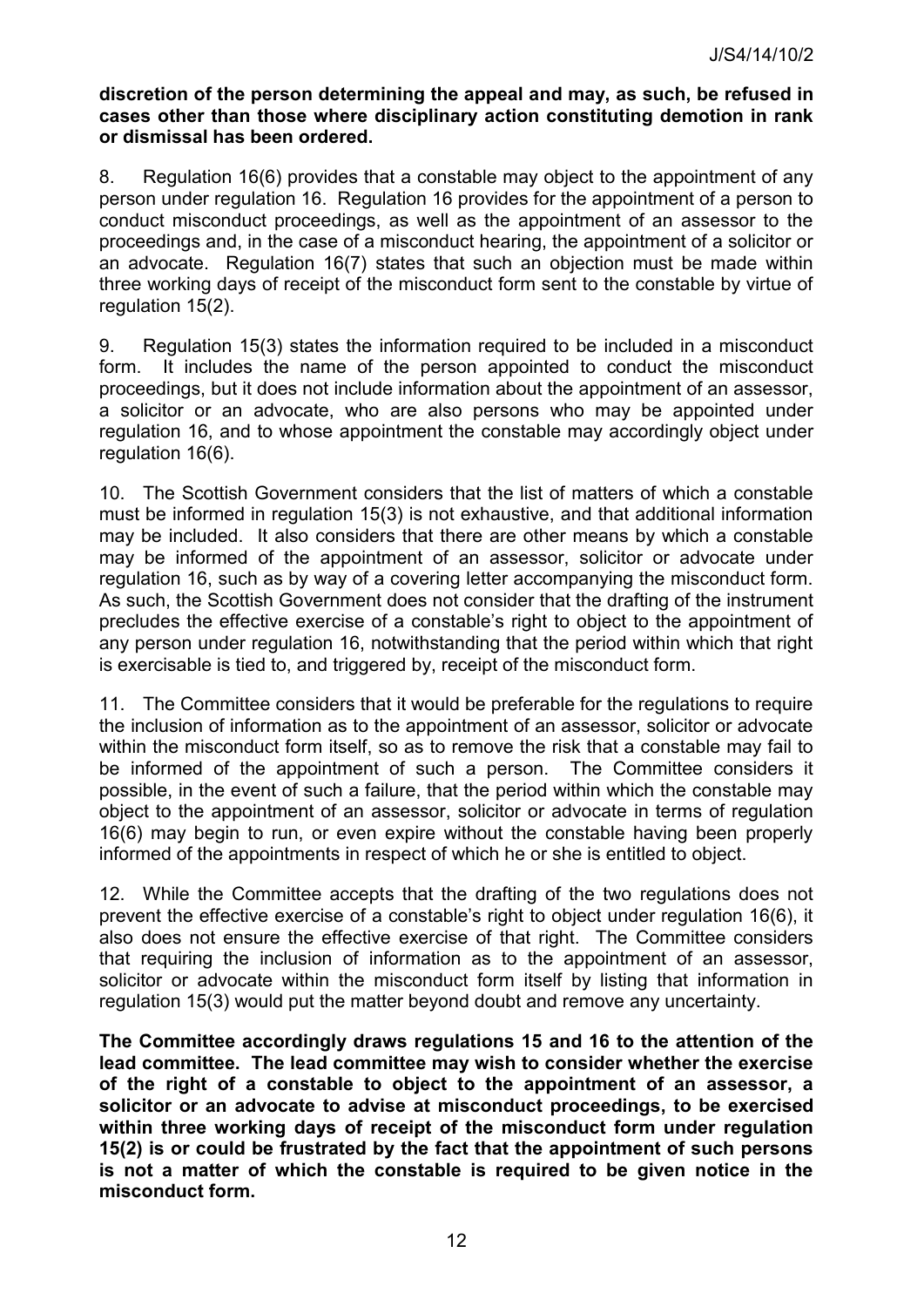**discretion of the person determining the appeal and may, as such, be refused in cases other than those where disciplinary action constituting demotion in rank or dismissal has been ordered.**

8. Regulation 16(6) provides that a constable may object to the appointment of any person under regulation 16. Regulation 16 provides for the appointment of a person to conduct misconduct proceedings, as well as the appointment of an assessor to the proceedings and, in the case of a misconduct hearing, the appointment of a solicitor or an advocate. Regulation 16(7) states that such an objection must be made within three working days of receipt of the misconduct form sent to the constable by virtue of regulation 15(2).

9. Regulation 15(3) states the information required to be included in a misconduct form. It includes the name of the person appointed to conduct the misconduct proceedings, but it does not include information about the appointment of an assessor, a solicitor or an advocate, who are also persons who may be appointed under regulation 16, and to whose appointment the constable may accordingly object under regulation 16(6).

10. The Scottish Government considers that the list of matters of which a constable must be informed in regulation 15(3) is not exhaustive, and that additional information may be included. It also considers that there are other means by which a constable may be informed of the appointment of an assessor, solicitor or advocate under regulation 16, such as by way of a covering letter accompanying the misconduct form. As such, the Scottish Government does not consider that the drafting of the instrument precludes the effective exercise of a constable's right to object to the appointment of any person under regulation 16, notwithstanding that the period within which that right is exercisable is tied to, and triggered by, receipt of the misconduct form.

11. The Committee considers that it would be preferable for the regulations to require the inclusion of information as to the appointment of an assessor, solicitor or advocate within the misconduct form itself, so as to remove the risk that a constable may fail to be informed of the appointment of such a person. The Committee considers it possible, in the event of such a failure, that the period within which the constable may object to the appointment of an assessor, solicitor or advocate in terms of regulation 16(6) may begin to run, or even expire without the constable having been properly informed of the appointments in respect of which he or she is entitled to object.

12. While the Committee accepts that the drafting of the two regulations does not prevent the effective exercise of a constable's right to object under regulation 16(6), it also does not ensure the effective exercise of that right. The Committee considers that requiring the inclusion of information as to the appointment of an assessor, solicitor or advocate within the misconduct form itself by listing that information in regulation 15(3) would put the matter beyond doubt and remove any uncertainty.

**The Committee accordingly draws regulations 15 and 16 to the attention of the lead committee. The lead committee may wish to consider whether the exercise of the right of a constable to object to the appointment of an assessor, a solicitor or an advocate to advise at misconduct proceedings, to be exercised within three working days of receipt of the misconduct form under regulation 15(2) is or could be frustrated by the fact that the appointment of such persons is not a matter of which the constable is required to be given notice in the misconduct form.**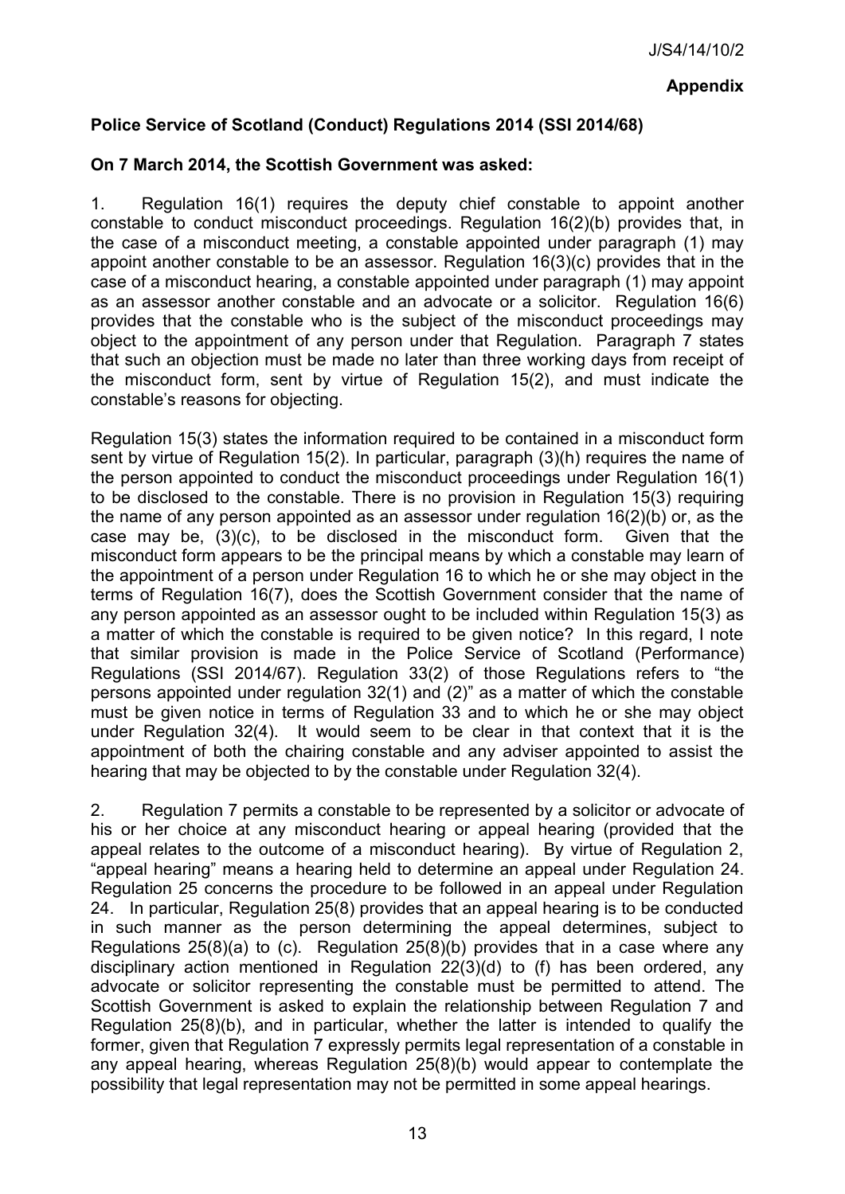**Appendix**

**Police Service of Scotland (Conduct) Regulations 2014 (SSI 2014/68)**

**On 7 March 2014, the Scottish Government was asked:**

1. Regulation 16(1) requires the deputy chief constable to appoint another constable to conduct misconduct proceedings. Regulation 16(2)(b) provides that, in the case of a misconduct meeting, a constable appointed under paragraph (1) may appoint another constable to be an assessor. Regulation 16(3)(c) provides that in the case of a misconduct hearing, a constable appointed under paragraph (1) may appoint as an assessor another constable and an advocate or a solicitor. Regulation 16(6) provides that the constable who is the subject of the misconduct proceedings may object to the appointment of any person under that Regulation. Paragraph 7 states that such an objection must be made no later than three working days from receipt of the misconduct form, sent by virtue of Regulation 15(2), and must indicate the constable's reasons for objecting.

Regulation 15(3) states the information required to be contained in a misconduct form sent by virtue of Regulation 15(2). In particular, paragraph (3)(h) requires the name of the person appointed to conduct the misconduct proceedings under Regulation 16(1) to be disclosed to the constable. There is no provision in Regulation 15(3) requiring the name of any person appointed as an assessor under regulation 16(2)(b) or, as the case may be, (3)(c), to be disclosed in the misconduct form. Given that the misconduct form appears to be the principal means by which a constable may learn of the appointment of a person under Regulation 16 to which he or she may object in the terms of Regulation 16(7), does the Scottish Government consider that the name of any person appointed as an assessor ought to be included within Regulation 15(3) as a matter of which the constable is required to be given notice? In this regard, I note that similar provision is made in the Police Service of Scotland (Performance) Regulations (SSI 2014/67). Regulation 33(2) of those Regulations refers to "the persons appointed under regulation 32(1) and (2)" as a matter of which the constable must be given notice in terms of Regulation 33 and to which he or she may object under Regulation 32(4). It would seem to be clear in that context that it is the appointment of both the chairing constable and any adviser appointed to assist the hearing that may be objected to by the constable under Regulation 32(4).

2. Regulation 7 permits a constable to be represented by a solicitor or advocate of his or her choice at any misconduct hearing or appeal hearing (provided that the appeal relates to the outcome of a misconduct hearing). By virtue of Regulation 2, "appeal hearing" means a hearing held to determine an appeal under Regulation 24. Regulation 25 concerns the procedure to be followed in an appeal under Regulation 24. In particular, Regulation 25(8) provides that an appeal hearing is to be conducted in such manner as the person determining the appeal determines, subject to Regulations 25(8)(a) to (c). Regulation 25(8)(b) provides that in a case where any disciplinary action mentioned in Regulation 22(3)(d) to (f) has been ordered, any advocate or solicitor representing the constable must be permitted to attend. The Scottish Government is asked to explain the relationship between Regulation 7 and Regulation 25(8)(b), and in particular, whether the latter is intended to qualify the former, given that Regulation 7 expressly permits legal representation of a constable in any appeal hearing, whereas Regulation 25(8)(b) would appear to contemplate the possibility that legal representation may not be permitted in some appeal hearings.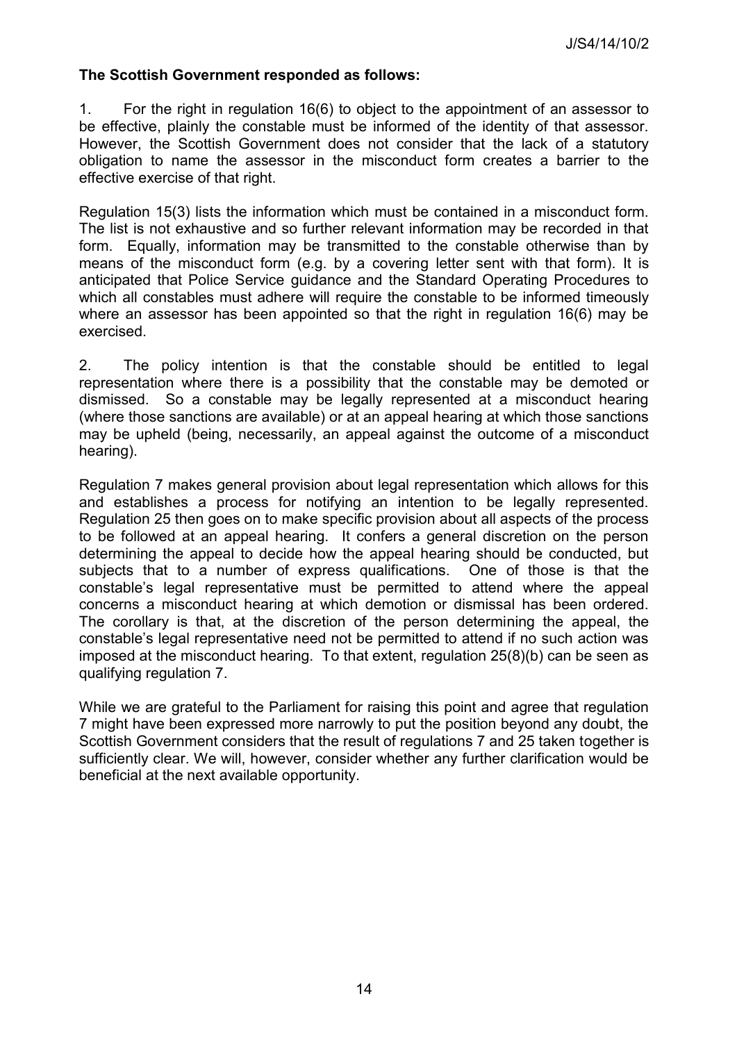**The Scottish Government responded as follows:**

1. For the right in regulation 16(6) to object to the appointment of an assessor to be effective, plainly the constable must be informed of the identity of that assessor. However, the Scottish Government does not consider that the lack of a statutory obligation to name the assessor in the misconduct form creates a barrier to the effective exercise of that right.

Regulation 15(3) lists the information which must be contained in a misconduct form. The list is not exhaustive and so further relevant information may be recorded in that form. Equally, information may be transmitted to the constable otherwise than by means of the misconduct form (e.g. by a covering letter sent with that form). It is anticipated that Police Service guidance and the Standard Operating Procedures to which all constables must adhere will require the constable to be informed timeously where an assessor has been appointed so that the right in regulation 16(6) may be exercised.

2. The policy intention is that the constable should be entitled to legal representation where there is a possibility that the constable may be demoted or dismissed. So a constable may be legally represented at a misconduct hearing (where those sanctions are available) or at an appeal hearing at which those sanctions may be upheld (being, necessarily, an appeal against the outcome of a misconduct hearing).

Regulation 7 makes general provision about legal representation which allows for this and establishes a process for notifying an intention to be legally represented. Regulation 25 then goes on to make specific provision about all aspects of the process to be followed at an appeal hearing. It confers a general discretion on the person determining the appeal to decide how the appeal hearing should be conducted, but subjects that to a number of express qualifications. One of those is that the constable's legal representative must be permitted to attend where the appeal concerns a misconduct hearing at which demotion or dismissal has been ordered. The corollary is that, at the discretion of the person determining the appeal, the constable's legal representative need not be permitted to attend if no such action was imposed at the misconduct hearing. To that extent, regulation 25(8)(b) can be seen as qualifying regulation 7.

While we are grateful to the Parliament for raising this point and agree that regulation 7 might have been expressed more narrowly to put the position beyond any doubt, the Scottish Government considers that the result of regulations 7 and 25 taken together is sufficiently clear. We will, however, consider whether any further clarification would be beneficial at the next available opportunity.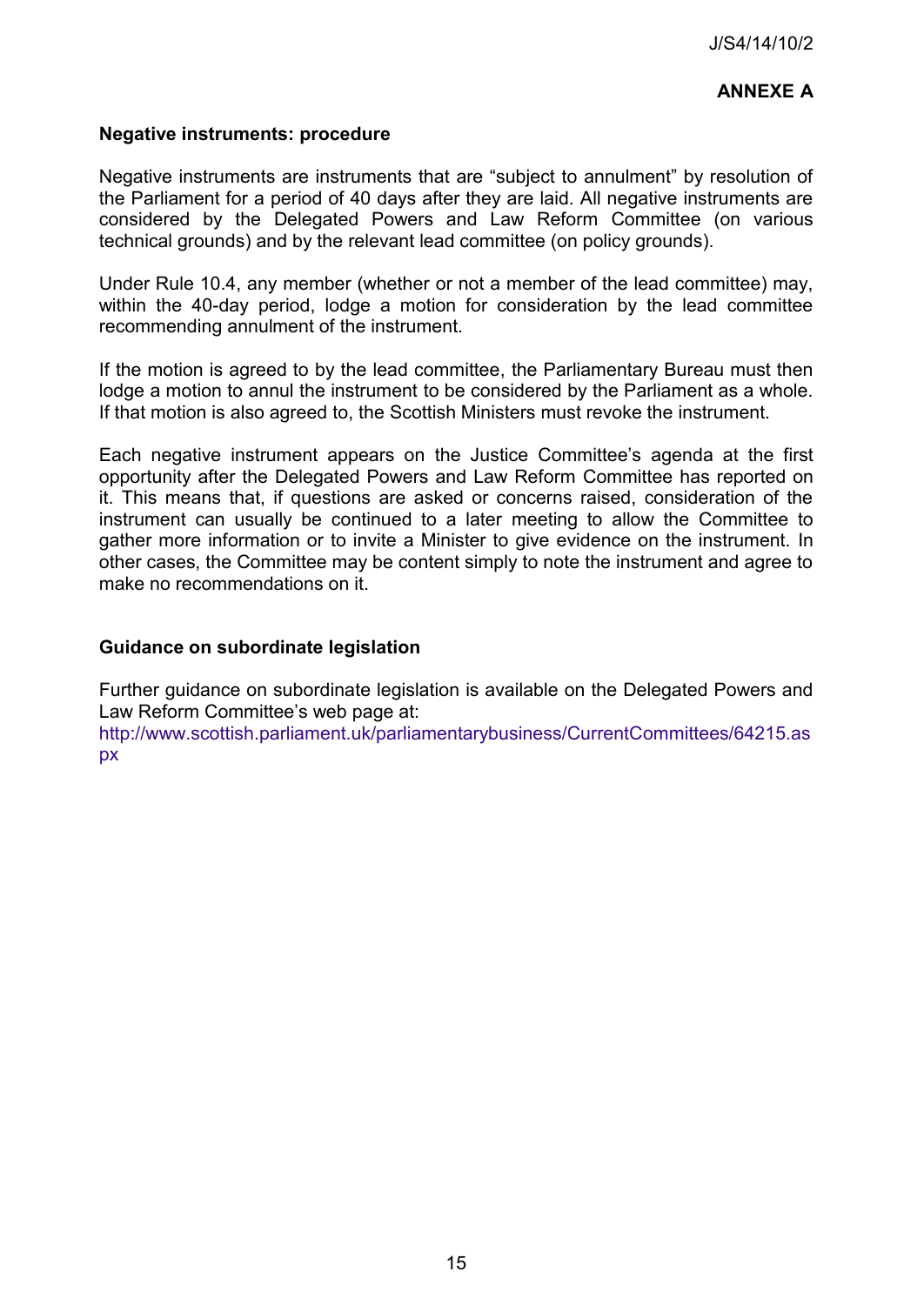**ANNEXE A**

**Negative instruments: procedure**

Negative instruments are instruments that are "subject to annulment" by resolution of the Parliament for a period of 40 days after they are laid. All negative instruments are considered by the Delegated Powers and Law Reform Committee (on various technical grounds) and by the relevant lead committee (on policy grounds).

Under Rule 10.4, any member (whether or not a member of the lead committee) may, within the 40-day period, lodge a motion for consideration by the lead committee recommending annulment of the instrument.

If the motion is agreed to by the lead committee, the Parliamentary Bureau must then lodge a motion to annul the instrument to be considered by the Parliament as a whole. If that motion is also agreed to, the Scottish Ministers must revoke the instrument.

Each negative instrument appears on the Justice Committee's agenda at the first opportunity after the Delegated Powers and Law Reform Committee has reported on it. This means that, if questions are asked or concerns raised, consideration of the instrument can usually be continued to a later meeting to allow the Committee to gather more information or to invite a Minister to give evidence on the instrument. In other cases, the Committee may be content simply to note the instrument and agree to make no recommendations on it.

**Guidance on subordinate legislation**

Further guidance on subordinate legislation is available on the Delegated Powers and Law Reform Committee's web page at:
http://www.scottish.parliament.uk/parliamentarybusiness/CurrentCommittees/64215.aspx